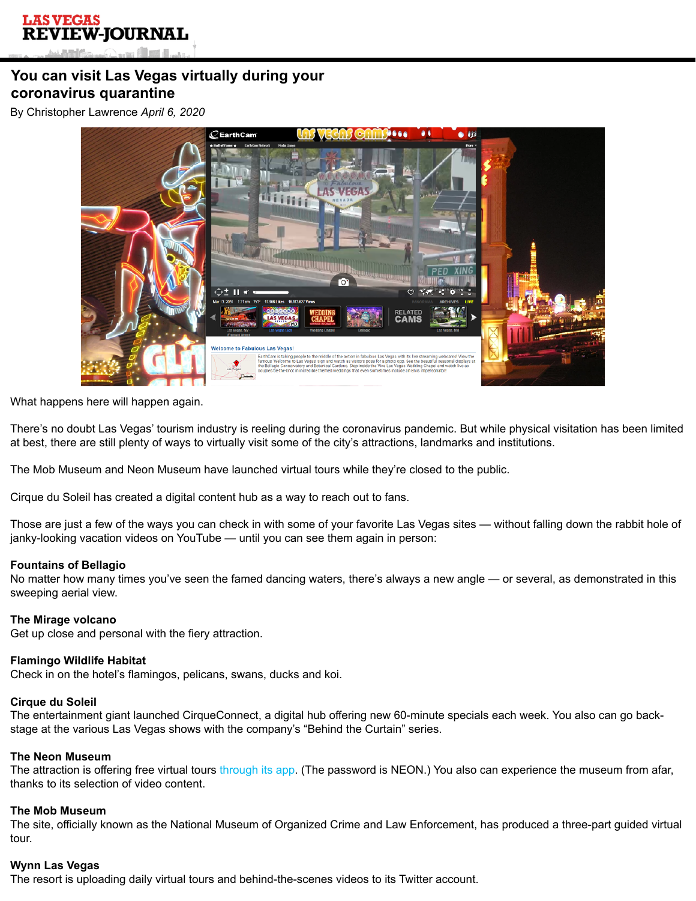# You can visit Las Vegas virtually during your coronavirus quarantine

By Christopher Lawrence *April 6, 2020*

What happens here will happen again.

There's no doubt Las Vegas' tourism industry is reeling during the coronavirus pandemic. But while physical visitation has been limited at best, there are still plenty of ways to virtually visit some of the city's attractions, landmarks and institutions.

The Mob Museum and Neon Museum have launched virtual tours while they're closed to the public.

Cirque du Soleil has created a digital content hub as a way to reach out to fans.

Those are just a few of the ways you can check in with some of your favorite Las Vegas sites — without falling down the rabbit hole of janky-looking vacation videos on YouTube — until you can see them again in person:

**Fountains of Bellagio**
No matter how many times you've seen the famed dancing waters, there's always a new angle — or several, as demonstrated in this sweeping aerial view.

**The Mirage volcano**
Get up close and personal with the fiery attraction.

**Flamingo Wildlife Habitat**
Check in on the hotel's flamingos, pelicans, swans, ducks and koi.

**Cirque du Soleil**
The entertainment giant launched CirqueConnect, a digital hub offering new 60-minute specials each week. You also can go back-stage at the various Las Vegas shows with the company's "Behind the Curtain" series.

**The Neon Museum**
The attraction is offering free virtual tours through its app. (The password is NEON.) You also can experience the museum from afar, thanks to its selection of video content.

**The Mob Museum**
The site, officially known as the National Museum of Organized Crime and Law Enforcement, has produced a three-part guided virtual tour.

**Wynn Las Vegas**
The resort is uploading daily virtual tours and behind-the-scenes videos to its Twitter account.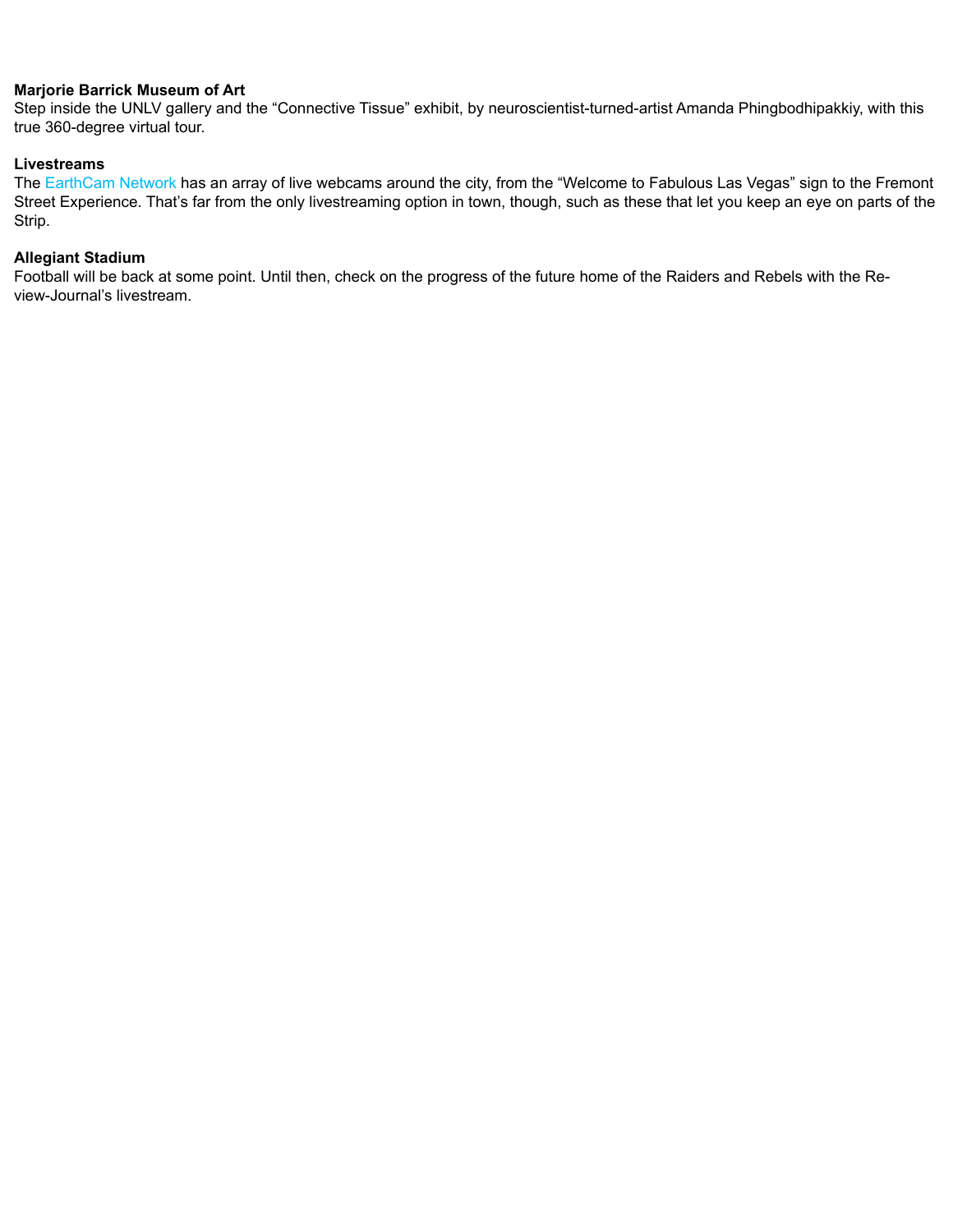**Marjorie Barrick Museum of Art**
Step inside the UNLV gallery and the “Connective Tissue” exhibit, by neuroscientist-turned-artist Amanda Phingbodhipakkiy, with this true 360-degree virtual tour.

**Livestreams**
The EarthCam Network has an array of live webcams around the city, from the “Welcome to Fabulous Las Vegas” sign to the Fremont Street Experience. That’s far from the only livestreaming option in town, though, such as these that let you keep an eye on parts of the Strip.

**Allegiant Stadium**
Football will be back at some point. Until then, check on the progress of the future home of the Raiders and Rebels with the Review-Journal’s livestream.